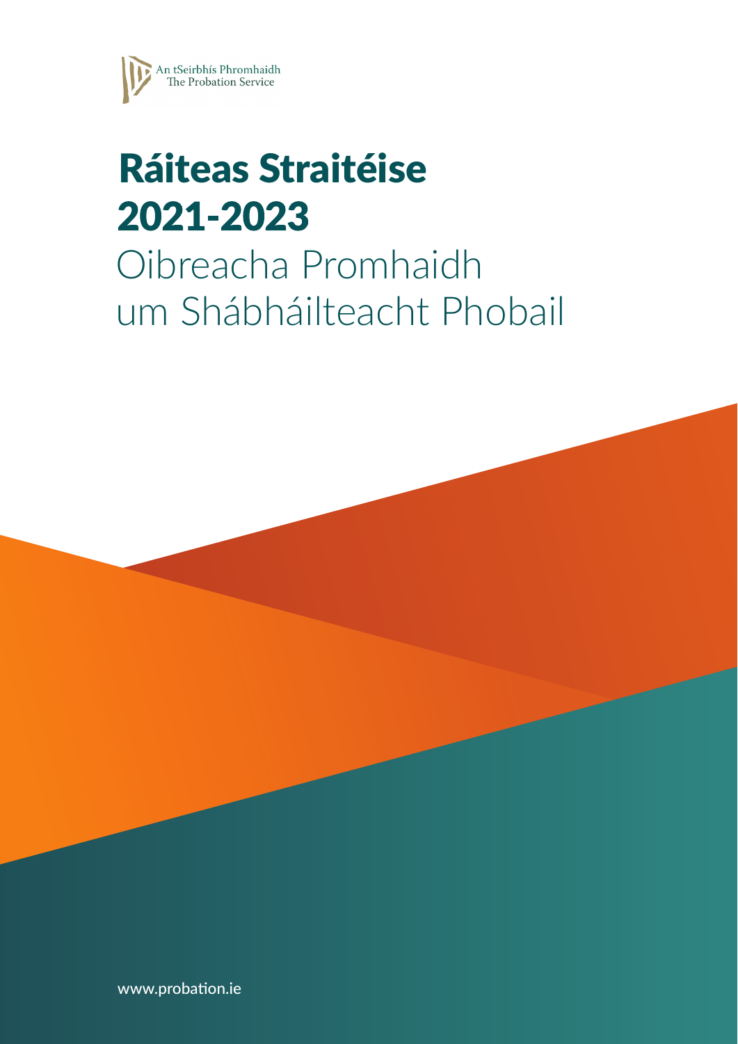An tSeirbhís Phromhaidh
The Probation Service

# Ráiteas Straitéise 2021-2023

## Oibreacha Promhaidh um Shábháilteacht Phobail

www.probation.ie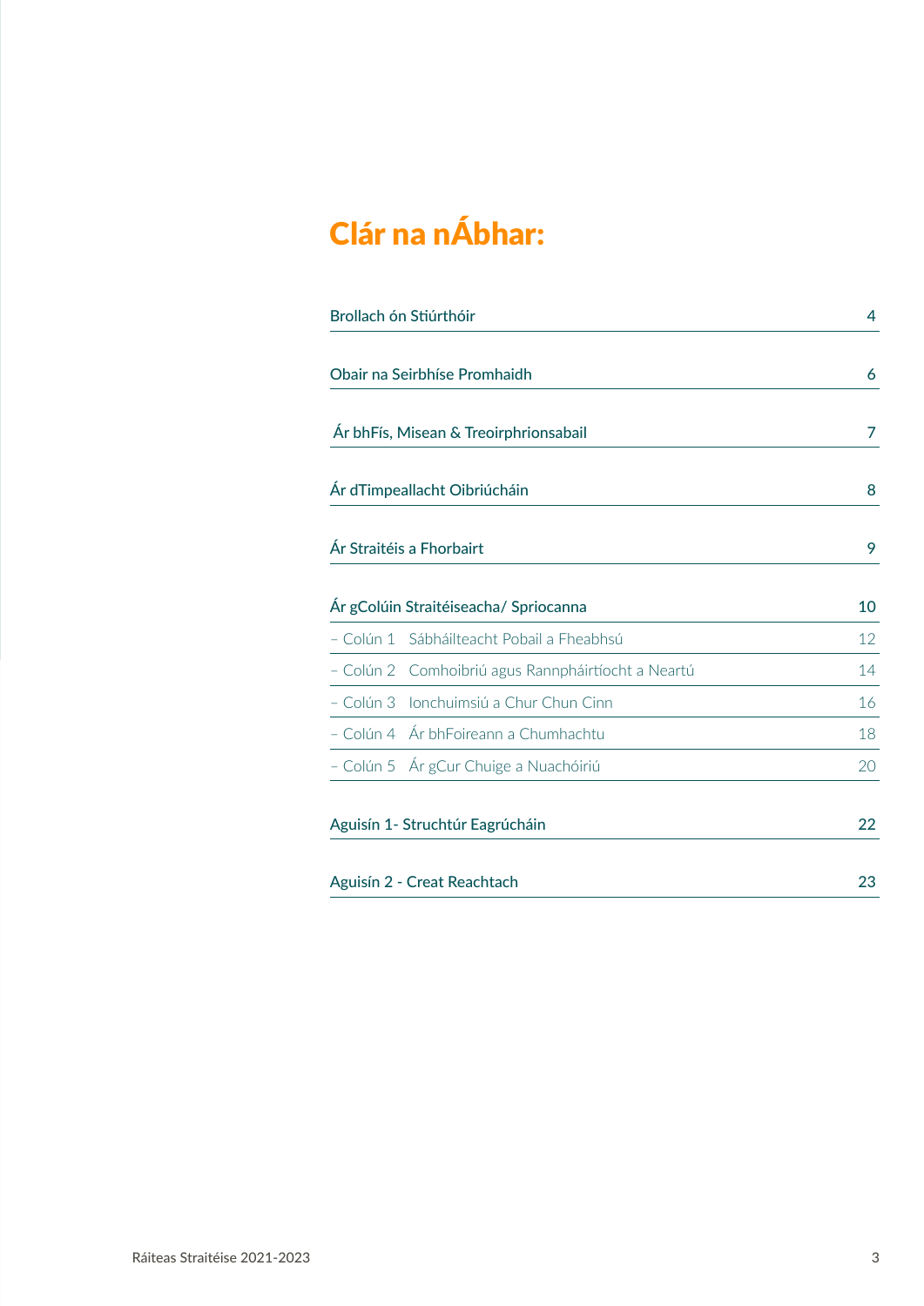# Clár na nÁbhar:

| | |
|---|---|
| Brollach ón Stiúrthóir | 4 |
| Obair na Seirbhíse Promhaidh | 6 |
| Ár bhFís, Misean & Treoirphrionsabail | 7 |
| Ár dTimpeallacht Oibriúcháin | 8 |
| Ár Straitéis a Fhorbairt | 9 |
| Ár gColúin Straitéiseacha/ Spriocanna | 10 |
| – Colún 1 Sábháilteacht Pobail a Fheabhsú | 12 |
| – Colún 2 Comhoibriú agus Rannpháirtíocht a Neartú | 14 |
| – Colún 3 Ionchuimsiú a Chur Chun Cinn | 16 |
| – Colún 4 Ár bhFoireann a Chumhachtu | 18 |
| – Colún 5 Ár gCur Chuige a Nuachóiriú | 20 |
| Aguisín 1- Struchtúr Eagrúcháin | 22 |
| Aguisín 2 - Creat Reachtach | 23 |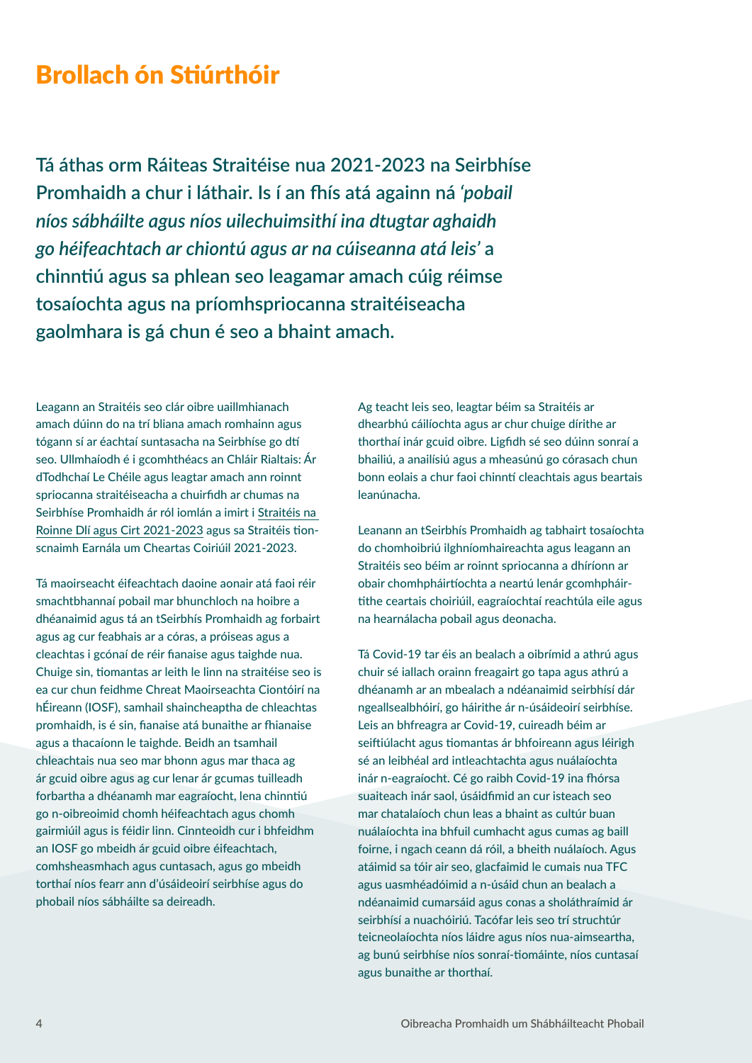# Brollach ón Stiúrthóir

**Tá áthas orm Ráiteas Straitéise nua 2021-2023 na Seirbhíse Promhaidh a chur i láthair. Is í an fhís atá againn ná *'pobail níos sábháilte agus níos uilechuimsithí ina dtugtar aghaidh go héifeachtach ar chiontú agus ar na cúiseanna atá leis'* a chinntiú agus sa phlean seo leagamar amach cúig réimse tosaíochta agus na príomhspriocanna straitéiseacha gaolmhara is gá chun é seo a bhaint amach.**

Leagann an Straitéis seo clár oibre uaillmhianach amach dúinn do na trí bliana amach romhainn agus tógann sí ar éachtaí suntasacha na Seirbhíse go dtí seo. Ullmhaíodh é i gcomhthéacs an Chláir Rialtais: Ár dTodhchaí Le Chéile agus leagtar amach ann roinnt spriocanna straitéiseacha a chuirfidh ar chumas na Seirbhíse Promhaidh ár ról iomlán a imirt i Straitéis na Roinne Dlí agus Cirt 2021-2023 agus sa Straitéis tionscnaimh Earnála um Cheartas Coiriúil 2021-2023.

Tá maoirseacht éifeachtach daoine aonair atá faoi réir smachtbhannaí pobail mar bhunchloch na hoibre a dhéanaimid agus tá an tSeirbhís Promhaidh ag forbairt agus ag cur feabhais ar a córas, a próiseas agus a cleachtas i gcónaí de réir fianaise agus taighde nua. Chuige sin, tiomantas ar leith le linn na straitéise seo is ea cur chun feidhme Chreat Maoirseachta Ciontóirí na hÉireann (IOSF), samhail shaincheaptha de chleachtas promhaidh, is é sin, fianaise atá bunaithe ar fhianaise agus a thacaíonn le taighde. Beidh an tsamhail chleachtais nua seo mar bhonn agus mar thaca ag ár gcuid oibre agus ag cur lenar ár gcumas tuilleadh forbartha a dhéanamh mar eagraíocht, lena chinntiú go n-oibreoimid chomh héifeachtach agus chomh gairmiúil agus is féidir linn. Cinnteoidh cur i bhfeidhm an IOSF go mbeidh ár gcuid oibre éifeachtach, comhsheasmhach agus cuntasach, agus go mbeidh torthaí níos fearr ann d'úsáideoirí seirbhíse agus do phobail níos sábháilte sa deireadh.

Ag teacht leis seo, leagtar béim sa Straitéis ar dhearbhú cáilíochta agus ar chur chuige dírithe ar thorthaí inár gcuid oibre. Ligfidh sé seo dúinn sonraí a bhailiú, a anailísiú agus a mheasúnú go córasach chun bonn eolais a chur faoi chinntí cleachtais agus beartais leanúnacha.

Leanann an tSeirbhís Promhaidh ag tabhairt tosaíochta do chomhoibriú ilghníomhaireachta agus leagann an Straitéis seo béim ar roinnt spriocanna a dhíríonn ar obair chomhpháirtíochta a neartú lenár gcomhpháirtithe ceartais choiriúil, eagraíochtaí reachtúla eile agus na hearnálacha pobail agus deonacha.

Tá Covid-19 tar éis an bealach a oibrímid a athrú agus chuir sé iallach orainn freagairt go tapa agus athrú a dhéanamh ar an mbealach a ndéanaimid seirbhísí dár ngeallsealbhóirí, go háirithe ár n-úsáideoirí seirbhíse. Leis an bhfreagra ar Covid-19, cuireadh béim ar seiftiúlacht agus tiomantas ár bhfoireann agus léirigh sé an leibhéal ard intleachtachta agus nuálaíochta inár n-eagraíocht. Cé go raibh Covid-19 ina fhórsa suaiteach inár saol, úsáidfimid an cur isteach seo mar chatalaíoch chun leas a bhaint as cultúr buan nuálaíochta ina bhfuil cumhacht agus cumas ag baill foirne, i ngach ceann dá róil, a bheith nuálaíoch. Agus atáimid sa tóir air seo, glacfaimid le cumais nua TFC agus uasmhéadóimid a n-úsáid chun an bealach a ndéanaimid cumarsáid agus conas a sholáthraímid ár seirbhísí a nuachóiriú. Tacófar leis seo trí struchtúr teicneolaíochta níos láidre agus níos nua-aimseartha, ag bunú seirbhíse níos sonraí-tiomáinte, níos cuntasaí agus bunaithe ar thorthaí.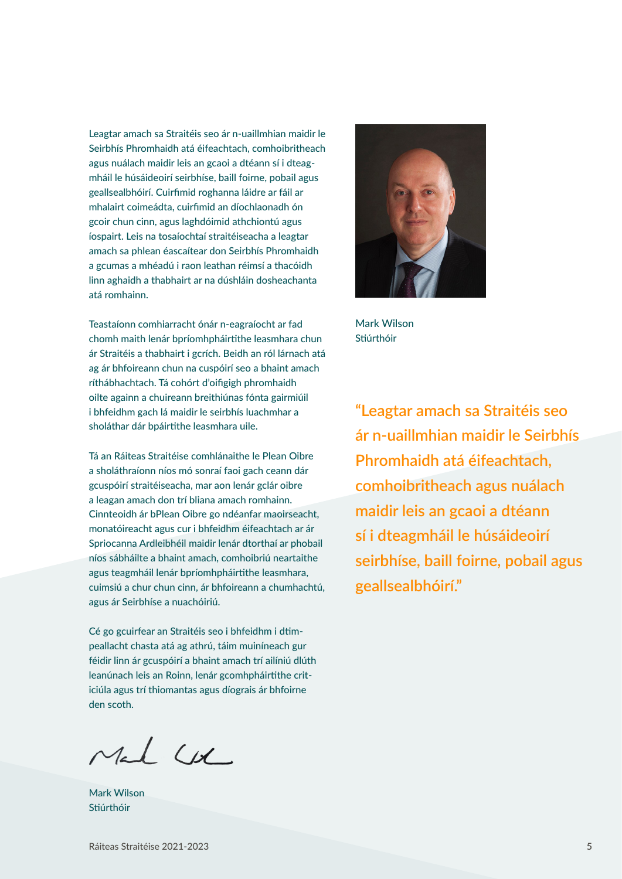Leagtar amach sa Straitéis seo ár n-uaillmhian maidir le Seirbhís Phromhaidh atá éifeachtach, comhoibritheach agus nuálach maidir leis an gcaoi a dtéann sí i dteagmháil le húsáideoirí seirbhíse, baill foirne, pobail agus geallsealbhóirí. Cuirfimid roghanna láidre ar fáil ar mhalairt coimeádta, cuirfimid an díochlaonadh ón gcoir chun cinn, agus laghdóimid athchiontú agus íospairt. Leis na tosaíochtaí straitéiseacha a leagtar amach sa phlean éascaítear don Seirbhís Phromhaidh a gcumas a mhéadú i raon leathan réimsí a thacóidh linn aghaidh a thabhairt ar na dúshláin dosheachanta atá romhainn.

Teastaíonn comhiarracht ónár n-eagraíocht ar fad chomh maith lenár bpríomhpháirtithe leasmhara chun ár Straitéis a thabhairt i gcrích. Beidh an ról lárnach atá ag ár bhfoireann chun na cuspóirí seo a bhaint amach ríthábhachtach. Tá cohórt d'oifigigh phromhaidh oilte againn a chuireann breithiúnas fónta gairmiúil i bhfeidhm gach lá maidir le seirbhís luachmhar a sholáthar dár bpáirtithe leasmhara uile.

Tá an Ráiteas Straitéise comhlánaithe le Plean Oibre a sholáthraíonn níos mó sonraí faoi gach ceann dár gcuspóirí straitéiseacha, mar aon lenár gclár oibre a leagan amach don trí bliana amach romhainn. Cinnteoidh ár bPlean Oibre go ndéanfar maoirseacht, monatóireacht agus cur i bhfeidhm éifeachtach ar ár Spriocanna Ardleibhéil maidir lenár dtorthaí ar phobail níos sábháilte a bhaint amach, comhoibriú neartaithe agus teagmháil lenár bpríomhpháirtithe leasmhara, cuimsiú a chur chun cinn, ár bhfoireann a chumhachtú, agus ár Seirbhíse a nuachóiriú.

Cé go gcuirfear an Straitéis seo i bhfeidhm i dtimpeallacht chasta atá ag athrú, táim muiníneach gur féidir linn ár gcuspóirí a bhaint amach trí ailíniú dlúth leanúnach leis an Roinn, lenár gcomhpháirtithe criticiúla agus trí thiomantas agus díograis ár bhfoirne den scoth.

Mark Wilson
Stiúrthóir

Mark Wilson
Stiúrthóir

> "Leagtar amach sa Straitéis seo ár n-uaillmhian maidir le Seirbhís Phromhaidh atá éifeachtach, comhoibritheach agus nuálach maidir leis an gcaoi a dtéann sí i dteagmháil le húsáideoirí seirbhíse, baill foirne, pobail agus geallsealbhóirí."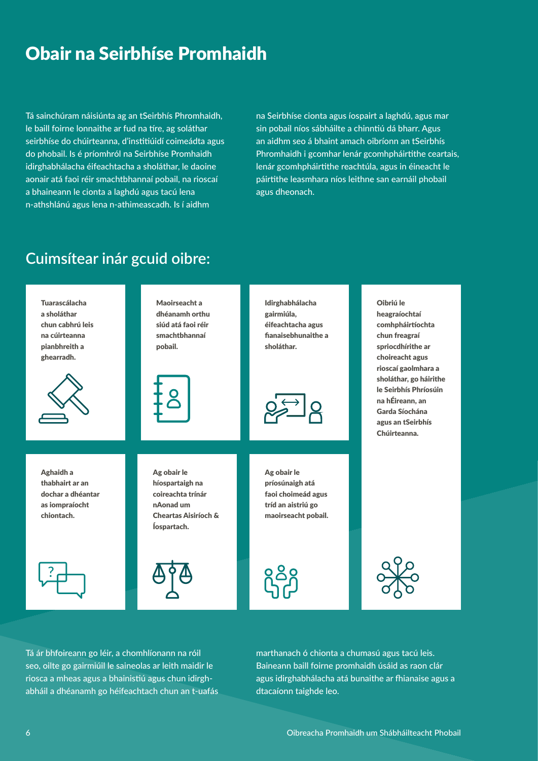# Obair na Seirbhíse Promhaidh

Tá sainchúram náisiúnta ag an tSeirbhís Phromhaidh, le baill foirne lonnaithe ar fud na tíre, ag soláthar seirbhíse do chúirteanna, d'institiúidí coimeádta agus do phobail. Is é príomhról na Seirbhíse Promhaidh idirghabhálacha éifeachtacha a sholáthar, le daoine aonair atá faoi réir smachtbhannaí pobail, na rioscaí a bhaineann le cionta a laghdú agus tacú lena n-athshlánú agus lena n-athimeascadh. Is í aidhm na Seirbhíse cionta agus íospairt a laghdú, agus mar sin pobail níos sábháilte a chinntiú dá bharr. Agus an aidhm seo á bhaint amach oibríonn an tSeirbhís Phromhaidh i gcomhar lenár gcomhpháirtithe ceartais, lenár gcomhpháirtithe reachtúla, agus in éineacht le páirtithe leasmhara níos leithne san earnáil phobail agus dheonach.

## Cuimsítear inár gcuid oibre:

- **Tuarascálacha a sholáthar chun cabhrú leis na cúirteanna pianbhreith a ghearradh.**
- **Maoirseacht a dhéanamh orthu siúd atá faoi réir smachtbhannaí pobail.**
- **Idirghabhálacha gairmiúla, éifeachtacha agus fianaisebhunaithe a sholáthar.**
- **Oibriú le heagraíochtaí comhpháirtíochta chun freagraí spriocdhírithe ar choireacht agus rioscaí gaolmhara a sholáthar, go háirithe le Seirbhís Phríosúin na hÉireann, an Garda Síochána agus an tSeirbhís Chúirteanna.**
- **Aghaidh a thabhairt ar an dochar a dhéantar as iompraíocht chiontach.**
- **Ag obair le híospartaigh na coireachta trínár nAonad um Cheartas Aisiríoch & Íospartach.**
- **Ag obair le príosúnaigh atá faoi choimeád agus tríd an aistriú go maoirseacht pobail.**

Tá ár bhfoireann go léir, a chomhlíonann na róil seo, oilte go gairmiúil le saineolas ar leith maidir le riosca a mheas agus a bhainistiú agus chun idirghabháil a dhéanamh go héifeachtach chun an t-uafás marthanach ó chionta a chumasú agus tacú leis. Baineann baill foirne promhaidh úsáid as raon clár agus idirghabhálacha atá bunaithe ar fhianaise agus a dtacaíonn taighde leo.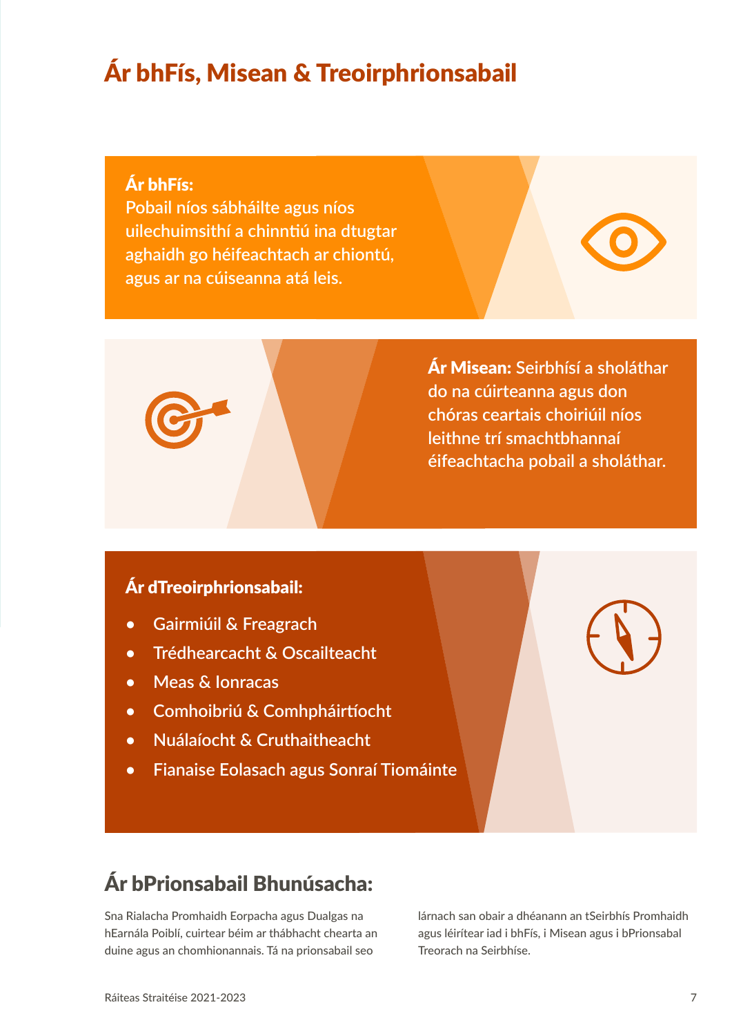# Ár bhFís, Misean & Treoirphrionsabail

**Ár bhFís:**
Pobail níos sábháilte agus níos uilechuimsithí a chinntiú ina dtugtar aghaidh go héifeachtach ar chiontú, agus ar na cúiseanna atá leis.

**Ár Misean:** Seirbhísí a sholáthar do na cúirteanna agus don chóras ceartais choiriúil níos leithne trí smachtbhannaí éifeachtacha pobail a sholáthar.

**Ár dTreoirphrionsabail:**

- Gairmiúil & Freagrach
- Trédhearcacht & Oscailteacht
- Meas & Ionracas
- Comhoibriú & Comhpháirtíocht
- Nuálaíocht & Cruthaitheacht
- Fianaise Eolasach agus Sonraí Tiomáinte

## Ár bPrionsabail Bhunúsacha:

Sna Rialacha Promhaidh Eorpacha agus Dualgas na hEarnála Poiblí, cuirtear béim ar thábhacht chearta an duine agus an chomhionannais. Tá na prionsabail seo lárnach san obair a dhéanann an tSeirbhís Promhaidh agus léirítear iad i bhFís, i Misean agus i bPrionsabal Treorach na Seirbhíse.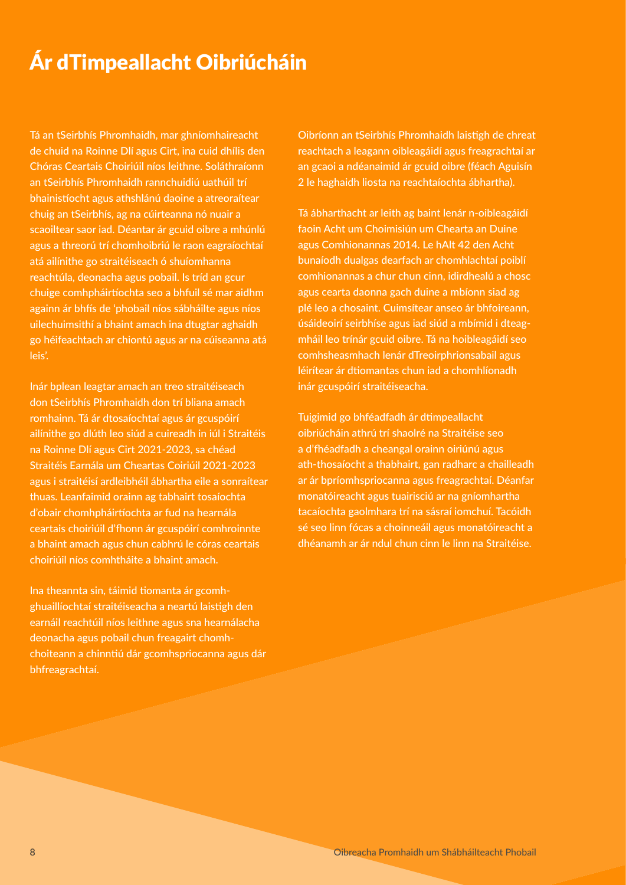# Ár dTimpeallacht Oibriúcháin

Tá an tSeirbhís Phromhaidh, mar ghníomhaireacht de chuid na Roinne Dlí agus Cirt, ina cuid dhílis den Chóras Ceartais Choiriúil níos leithne. Soláthraíonn an tSeirbhís Phromhaidh rannchuidiú uathúil trí bhainistíocht agus athshlánú daoine a atreoraítear chuig an tSeirbhís, ag na cúirteanna nó nuair a scaoiltear saor iad. Déantar ár gcuid oibre a mhúnlú agus a threorú trí chomhoibriú le raon eagraíochtaí atá ailínithe go straitéiseach ó shuíomhanna reachtúla, deonacha agus pobail. Is tríd an gcur chuige comhpháirtíochta seo a bhfuil sé mar aidhm againn ár bhfís de 'phobail níos sábháilte agus níos uilechuimsithí a bhaint amach ina dtugtar aghaidh go héifeachtach ar chiontú agus ar na cúiseanna atá leis'.

Inár bplean leagtar amach an treo straitéiseach don tSeirbhís Phromhaidh don trí bliana amach romhainn. Tá ár dtosaíochtaí agus ár gcuspóirí ailínithe go dlúth leo siúd a cuireadh in iúl i Straitéis na Roinne Dlí agus Cirt 2021-2023, sa chéad Straitéis Earnála um Cheartas Coiriúil 2021-2023 agus i straitéisí ardleibhéil ábhartha eile a sonraítear thuas. Leanfaimid orainn ag tabhairt tosaíochta d'obair chomhpháirtíochta ar fud na hearnála ceartais choiriúil d'fhonn ár gcuspóirí comhroinnte a bhaint amach agus chun cabhrú le córas ceartais choiriúil níos comhtháite a bhaint amach.

Ina theannta sin, táimid tiomanta ár gcomh-ghuaillíochtaí straitéiseacha a neartú laistigh den earnáil reachtúil níos leithne agus sna hearnálacha deonacha agus pobail chun freagairt chomh-choiteann a chinntiú dár gcomhspriocanna agus dár bhfreagrachtaí.

Oibríonn an tSeirbhís Phromhaidh laistigh de chreat reachtach a leagann oibleagáidí agus freagrachtaí ar an gcaoi a ndéanaimid ár gcuid oibre (féach Aguisín 2 le haghaidh liosta na reachtaíochta ábhartha).

Tá ábharthacht ar leith ag baint lenár n-oibleagáidí faoin Acht um Choimisiún um Chearta an Duine agus Comhionannas 2014. Le hAlt 42 den Acht bunaíodh dualgas dearfach ar chomhlachtaí poiblí comhionannas a chur chun cinn, idirdhealú a chosc agus cearta daonna gach duine a mbíonn siad ag plé leo a chosaint. Cuimsítear anseo ár bhfoireann, úsáideoirí seirbhíse agus iad siúd a mbímid i dteag-mháil leo trínár gcuid oibre. Tá na hoibleagáidí seo comhsheasmhach lenár dTreoirphrionsabail agus léirítear ár dtiomantas chun iad a chomhlíonadh inár gcuspóirí straitéiseacha.

Tuigimid go bhféadfadh ár dtimpeallacht oibriúcháin athrú trí shaolré na Straitéise seo a d'fhéadfadh a cheangal orainn oiriúnú agus ath-thosaíocht a thabhairt, gan radharc a chailleadh ar ár bpríomhspriocanna agus freagrachtaí. Déanfar monatóireacht agus tuairisciú ar na gníomhartha tacaíochta gaolmhara trí na sásraí iomchuí. Tacóidh sé seo linn fócas a choinneáil agus monatóireacht a dhéanamh ar ár ndul chun cinn le linn na Straitéise.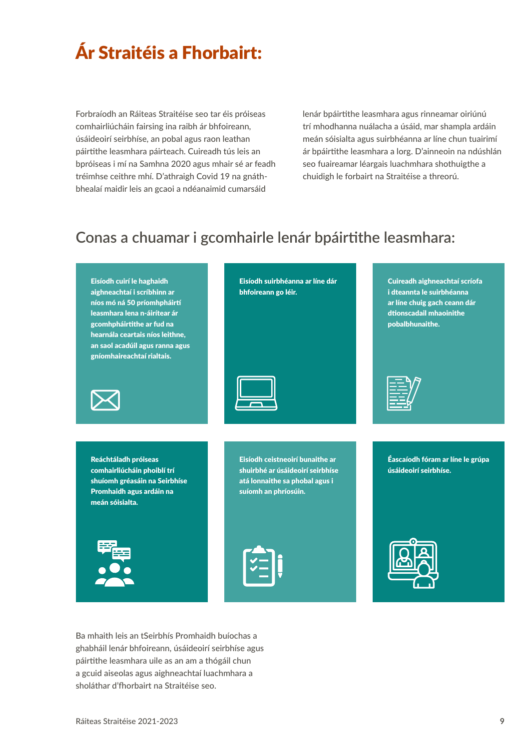# Ár Straitéis a Fhorbairt:

Forbraíodh an Ráiteas Straitéise seo tar éis próiseas comhairliúcháin fairsing ina raibh ár bhfoireann, úsáideoirí seirbhíse, an pobal agus raon leathan páirtithe leasmhara páirteach. Cuireadh tús leis an bpróiseas i mí na Samhna 2020 agus mhair sé ar feadh tréimhse ceithre mhí. D'athraigh Covid 19 na gnáth-bhealaí maidir leis an gcaoi a ndéanaimid cumarsáid lenár bpáirtithe leasmhara agus rinneamar oiriúnú trí mhodhanna nuálacha a úsáid, mar shampla ardáin meán sóisialta agus suirbhéanna ar líne chun tuairimí ár bpáirtithe leasmhara a lorg. D'ainneoin na ndúshlán seo fuaireamar léargais luachmhara shothuigthe a chuidigh le forbairt na Straitéise a threorú.

## Conas a chuamar i gcomhairle lenár bpáirtithe leasmhara:

**Eisíodh cuirí le haghaidh aighneachtaí i scríbhinn ar níos mó ná 50 príomhpháirtí leasmhara lena n-áirítear ár gcomhpháirtithe ar fud na hearnála ceartais níos leithne, an saol acadúil agus ranna agus gníomhaireachtaí rialtais.**

**Eisíodh suirbhéanna ar líne dár bhfoireann go léir.**

**Cuireadh aighneachtaí scríofa i dteannta le suirbhéanna ar líne chuig gach ceann dár dtionscadail mhaoinithe pobalbhunaithe.**

**Reáchtáladh próiseas comhairliúcháin phoiblí trí shuíomh gréasáin na Seirbhíse Promhaidh agus ardáin na meán sóisialta.**

**Eisíodh ceistneoirí bunaithe ar shuirbhé ar úsáideoirí seirbhíse atá lonnaithe sa phobal agus i suíomh an phríosúin.**

**Éascaíodh fóram ar líne le grúpa úsáideoirí seirbhíse.**

Ba mhaith leis an tSeirbhís Promhaidh buíochas a ghabháil lenár bhfoireann, úsáideoirí seirbhíse agus páirtithe leasmhara uile as an am a thógáil chun a gcuid aiseolas agus aighneachtaí luachmhara a sholáthar d'fhorbairt na Straitéise seo.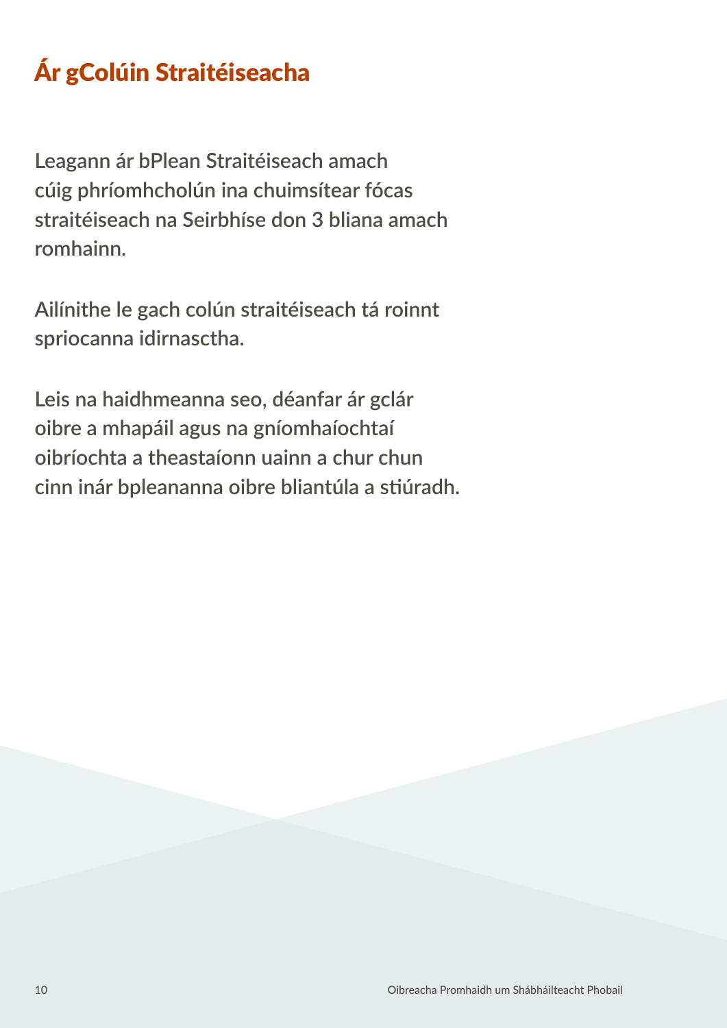# Ár gColúin Straitéiseacha

Leagann ár bPlean Straitéiseach amach cúig phríomhcholún ina chuimsítear fócas straitéiseach na Seirbhíse don 3 bliana amach romhainn.

Ailínithe le gach colún straitéiseach tá roinnt spriocanna idirnasctha.

Leis na haidhmeanna seo, déanfar ár gclár oibre a mhapáil agus na gníomhaíochtaí oibríochta a theastaíonn uainn a chur chun cinn inár bpleananna oibre bliantúla a stiúradh.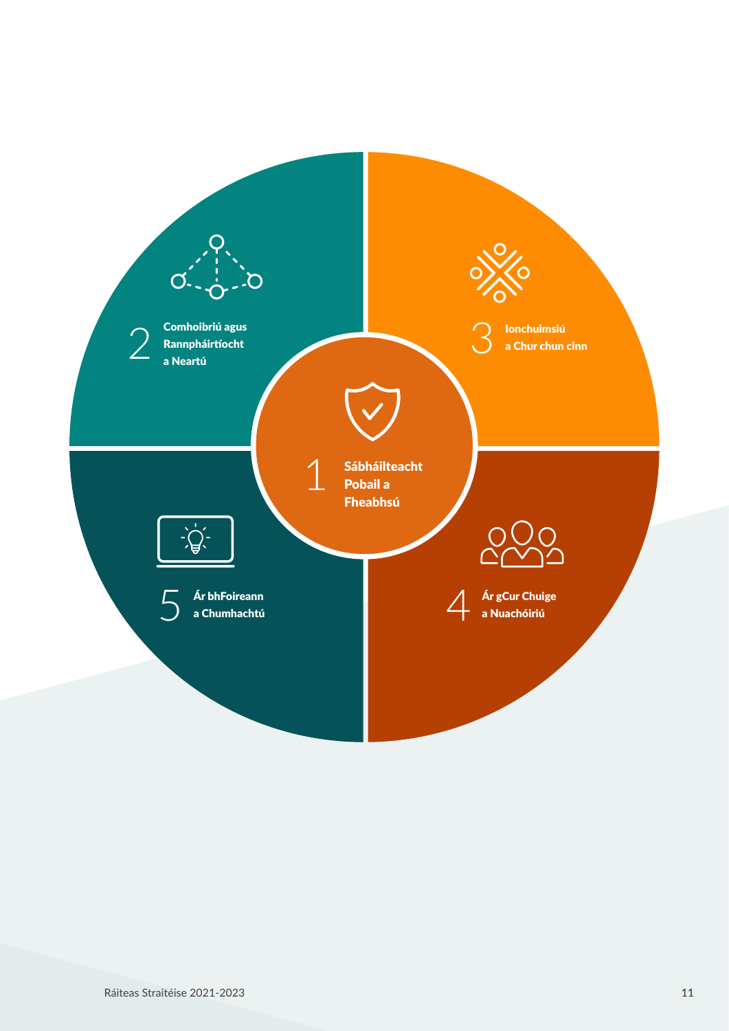1 Sábháilteacht Pobail a Fheabhsú

2 Comhoibriú agus Rannpháirtíocht a Neartú

3 Ionchuimsiú a Chur chun cinn

4 Ár gCur Chuige a Nuachóiriú

5 Ár bhFoireann a Chumhachtú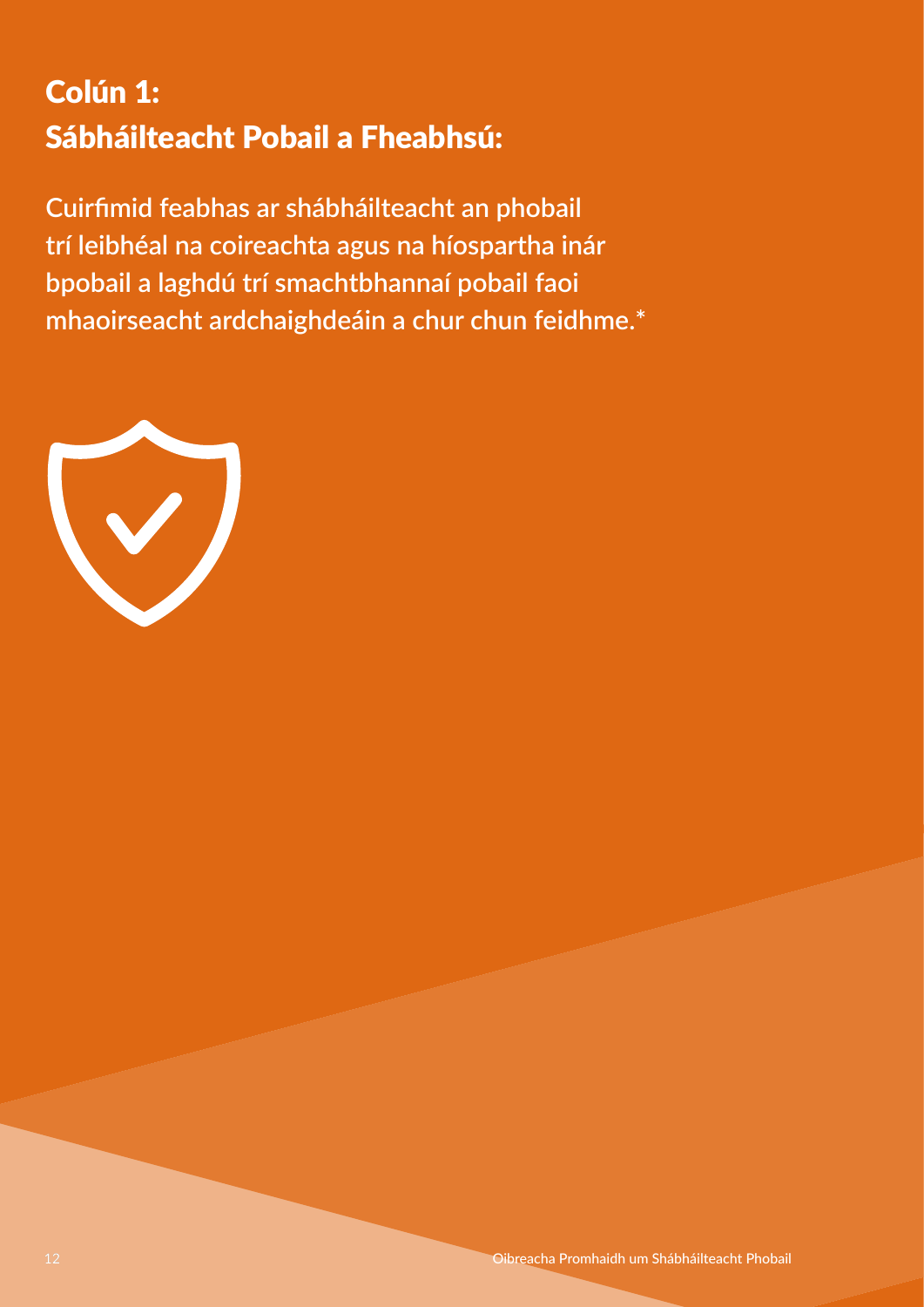# Colún 1: Sábháilteacht Pobail a Fheabhsú:

**Cuirfimid feabhas ar shábháilteacht an phobail trí leibhéal na coireachta agus na híospartha inár bpobail a laghdú trí smachtbhannaí pobail faoi mhaoirseacht ardchaighdeáin a chur chun feidhme.***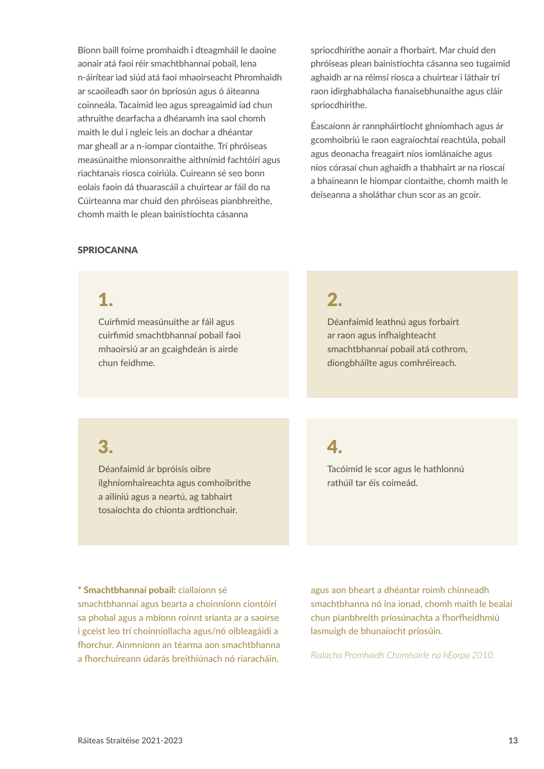Bíonn baill foirne promhaidh i dteagmháil le daoine aonair atá faoi réir smachtbhannaí pobail, lena n-áirítear iad siúd atá faoi mhaoirseacht Phromhaidh ar scaoileadh saor ón bpríosún agus ó áiteanna coinneála. Tacaímid leo agus spreagaimid iad chun athruithe dearfacha a dhéanamh ina saol chomh maith le dul i ngleic leis an dochar a dhéantar mar gheall ar a n-iompar ciontaithe. Trí phróiseas measúnaithe mionsonraithe aithnímid fachtóirí agus riachtanais riosca coiriúla. Cuireann sé seo bonn eolais faoin dá thuarascáil a chuirtear ar fáil do na Cúirteanna mar chuid den phróiseas pianbhreithe, chomh maith le plean bainistíochta cásanna spriocdhírithe aonair a fhorbairt. Mar chuid den phróiseas plean bainistíochta cásanna seo tugaimid aghaidh ar na réimsí riosca a chuirtear i láthair trí raon idirghabhálacha fianaisebhunaithe agus cláir spriocdhírithe.

Éascaíonn ár rannpháirtíocht ghníomhach agus ár gcomhoibriú le raon eagraíochtaí reachtúla, pobail agus deonacha freagairt níos iomlánaíche agus níos córasaí chun aghaidh a thabhairt ar na rioscaí a bhaineann le hiompar ciontaithe, chomh maith le deiseanna a sholáthar chun scor as an gcoir.

## SPRIOCANNA

**1.**

Cuirfimid measúnuithe ar fáil agus cuirfimid smachtbhannaí pobail faoi mhaoirsiú ar an gcaighdeán is airde chun feidhme.

**2.**

Déanfaimid leathnú agus forbairt ar raon agus infhaighteacht smachtbhannaí pobail atá cothrom, diongbháilte agus comhréireach.

**3.**

Déanfaimid ár bpróisis oibre ilghníomhaireachta agus comhoibrithe a ailíniú agus a neartú, ag tabhairt tosaíochta do chionta ardtionchair.

**4.**

Tacóimid le scor agus le hathlonnú rathúil tar éis coimeád.

* **Smachtbhannaí pobail:** ciallaíonn sé smachtbhannaí agus bearta a choinníonn ciontóirí sa phobal agus a mbíonn roinnt srianta ar a saoirse i gceist leo trí choinníollacha agus/nó oibleagáidí a fhorchur. Ainmníonn an téarma aon smachtbhanna a fhorchuireann údarás breithiúnach nó riaracháin, agus aon bheart a dhéantar roimh chinneadh smachtbhanna nó ina ionad, chomh maith le bealaí chun pianbhreith príosúnachta a fhorfheidhmiú lasmuigh de bhunaíocht príosúin.

*Rialacha Promhaidh Chomhairle na hEorpa 2010.*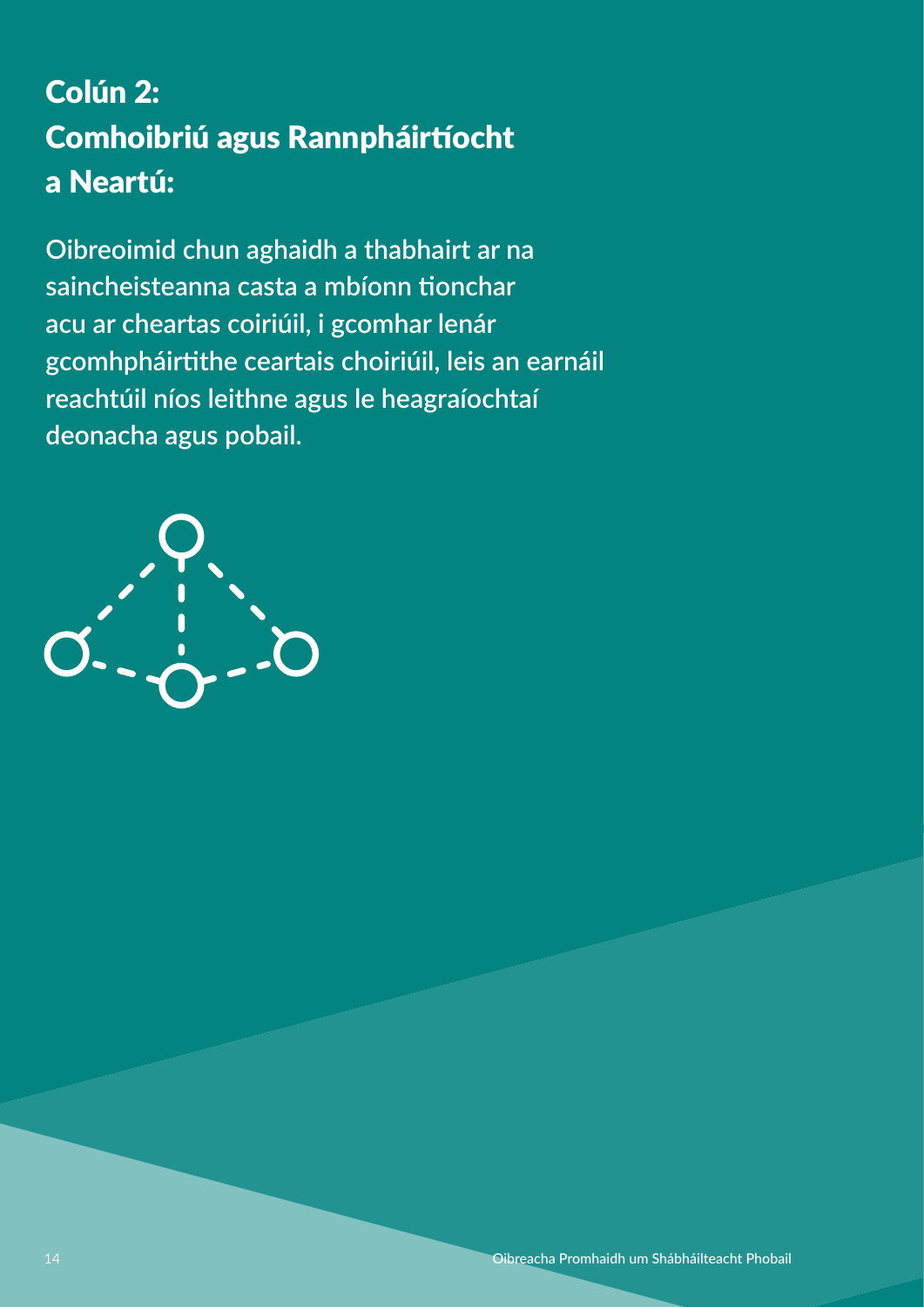# Colún 2: Comhoibriú agus Rannpháirtíocht a Neartú:

**Oibreoimid chun aghaidh a thabhairt ar na saincheisteanna casta a mbíonn tionchar acu ar cheartas coiriúil, i gcomhar lenár gcomhpháirtithe ceartais choiriúil, leis an earnáil reachtúil níos leithne agus le heagraíochtaí deonacha agus pobail.**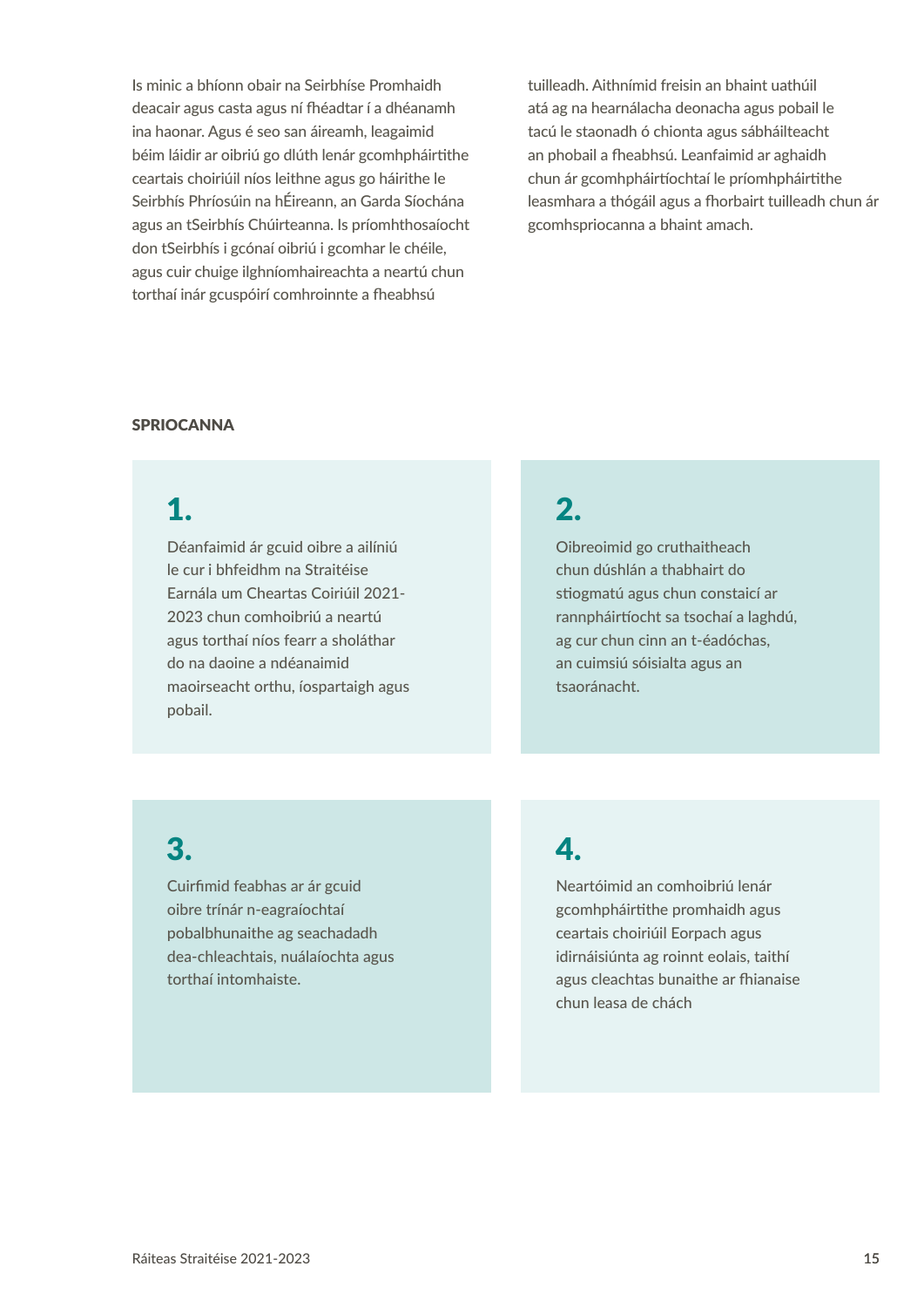Is minic a bhíonn obair na Seirbhíse Promhaidh deacair agus casta agus ní fhéadtar í a dhéanamh ina haonar. Agus é seo san áireamh, leagaimid béim láidir ar oibriú go dlúth lenár gcomhpháirtithe ceartais choiriúil níos leithne agus go háirithe le Seirbhís Phríosúin na hÉireann, an Garda Síochána agus an tSeirbhís Chúirteanna. Is príomhthosaíocht don tSeirbhís i gcónaí oibriú i gcomhar le chéile, agus cuir chuige ilghníomhaireachta a neartú chun torthaí inár gcuspóirí comhroinnte a fheabhsú tuilleadh. Aithnímid freisin an bhaint uathúil atá ag na hearnálacha deonacha agus pobail le tacú le staonadh ó chionta agus sábháilteacht an phobail a fheabhsú. Leanfaimid ar aghaidh chun ár gcomhpháirtíochtaí le príomhpháirtithe leasmhara a thógáil agus a fhorbairt tuilleadh chun ár gcomhspriocanna a bhaint amach.

## SPRIOCANNA

**1.**

Déanfaimid ár gcuid oibre a ailíniú le cur i bhfeidhm na Straitéise Earnála um Cheartas Coiriúil 2021-2023 chun comhoibriú a neartú agus torthaí níos fearr a sholáthar do na daoine a ndéanaimid maoirseacht orthu, íospartaigh agus pobail.

**2.**

Oibreoimid go cruthaitheach chun dúshlán a thabhairt do stiogmatú agus chun constaicí ar rannpháirtíocht sa tsochaí a laghdú, ag cur chun cinn an t-éadóchas, an cuimsiú sóisialta agus an tsaoránacht.

**3.**

Cuirfimid feabhas ar ár gcuid oibre trínár n-eagraíochtaí pobalbhunaithe ag seachadadh dea-chleachtais, nuálaíochta agus torthaí intomhaiste.

**4.**

Neartóimid an comhoibriú lenár gcomhpháirtithe promhaidh agus ceartais choiriúil Eorpach agus idirnáisiúnta ag roinnt eolais, taithí agus cleachtas bunaithe ar fhianaise chun leasa de chách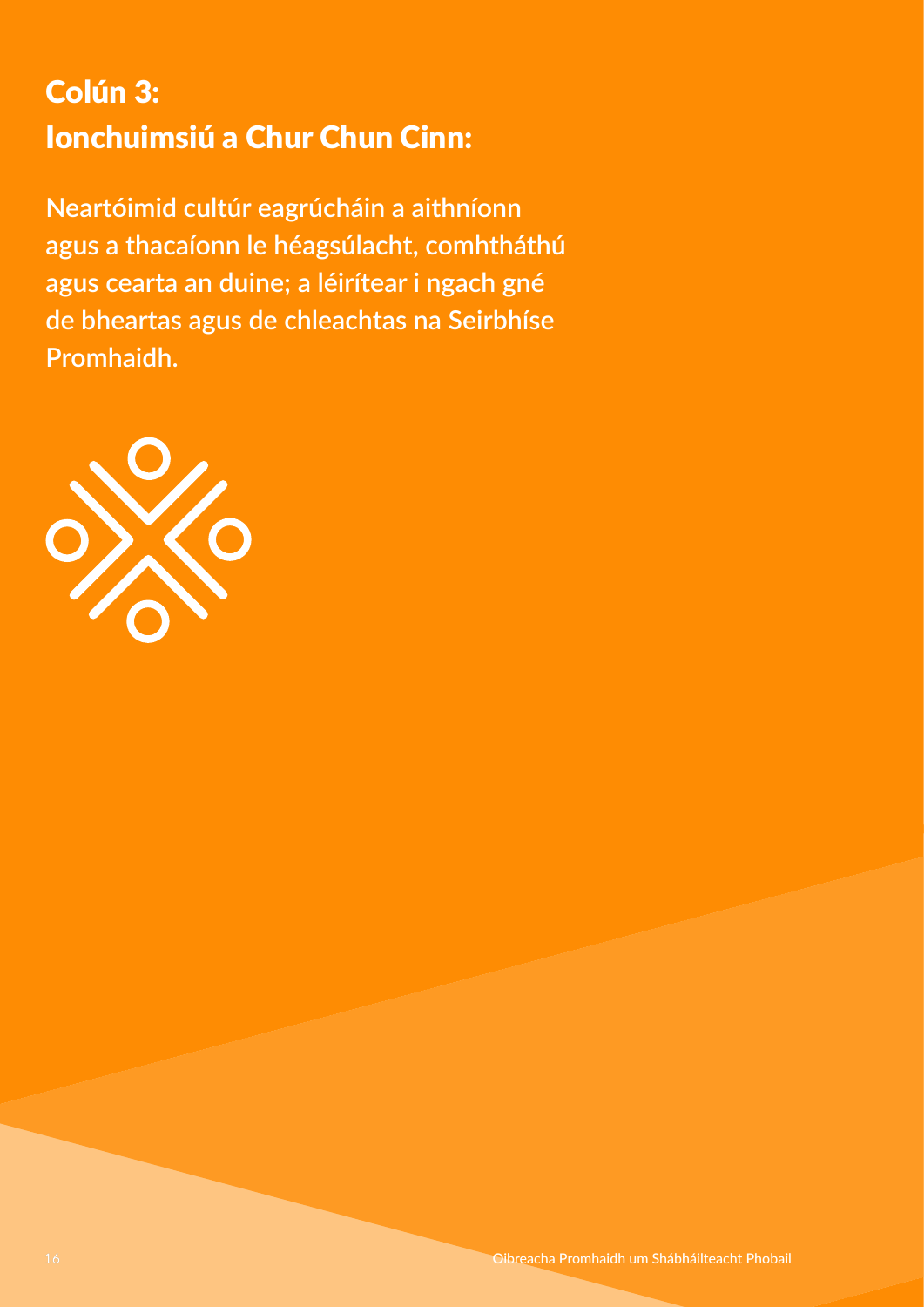# Colún 3:
# Ionchuimsiú a Chur Chun Cinn:

**Neartóimid cultúr eagrúcháin a aithníonn agus a thacaíonn le héagsúlacht, comhtháthú agus cearta an duine; a léirítear i ngach gné de bheartas agus de chleachtas na Seirbhíse Promhaidh.**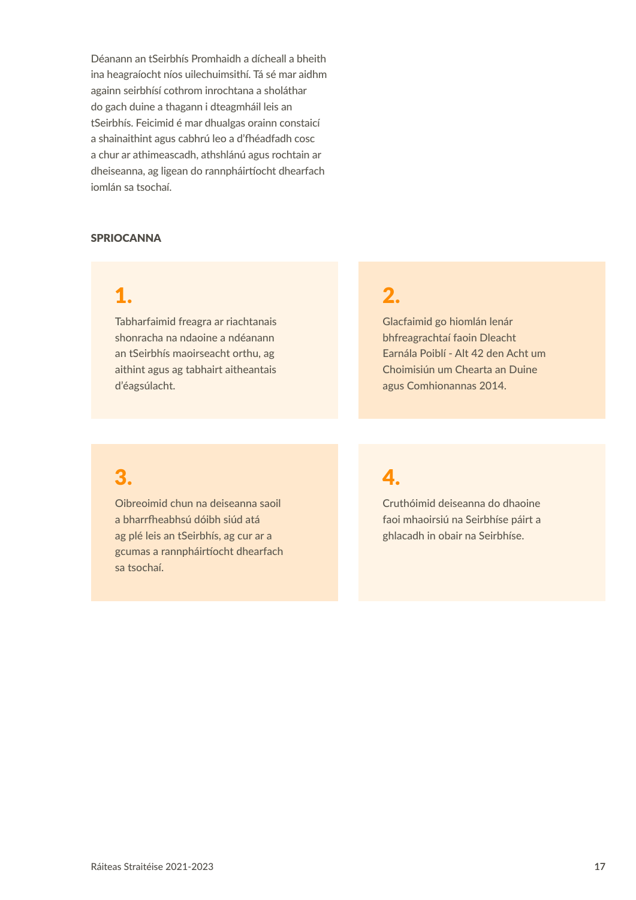Déanann an tSeirbhís Promhaidh a dícheall a bheith ina heagraíocht níos uilechuimsithí. Tá sé mar aidhm againn seirbhísí cothrom inrochtana a sholáthar do gach duine a thagann i dteagmháil leis an tSeirbhís. Feicimid é mar dhualgas orainn constaicí a shainaithint agus cabhrú leo a d'fhéadfadh cosc a chur ar athimeascadh, athshlánú agus rochtain ar dheiseanna, ag ligean do rannpháirtíocht dhearfach iomlán sa tsochaí.

**SPRIOCANNA**

**1.**

Tabharfaimid freagra ar riachtanais shonracha na ndaoine a ndéanann an tSeirbhís maoirseacht orthu, ag aithint agus ag tabhairt aitheantais d'éagsúlacht.

**2.**

Glacfaimid go hiomlán lenár bhfreagrachtaí faoin Dleacht Earnála Poiblí - Alt 42 den Acht um Choimisiún um Chearta an Duine agus Comhionannas 2014.

**3.**

Oibreoimid chun na deiseanna saoil a bharrfheabhsú dóibh siúd atá ag plé leis an tSeirbhís, ag cur ar a gcumas a rannpháirtíocht dhearfach sa tsochaí.

**4.**

Cruthóimid deiseanna do dhaoine faoi mhaoirsiú na Seirbhíse páirt a ghlacadh in obair na Seirbhíse.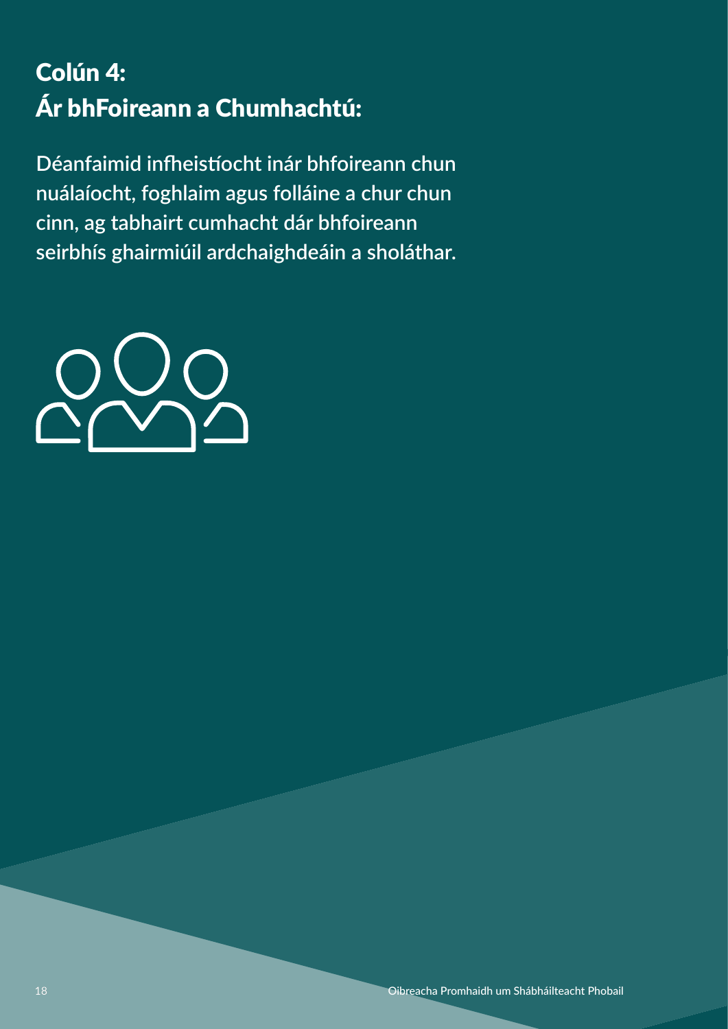# Colún 4:
# Ár bhFoireann a Chumhachtú:

**Déanfaimid infheistíocht inár bhfoireann chun nuálaíocht, foghlaim agus folláine a chur chun cinn, ag tabhairt cumhacht dár bhfoireann seirbhís ghairmiúil ardchaighdeáin a sholáthar.**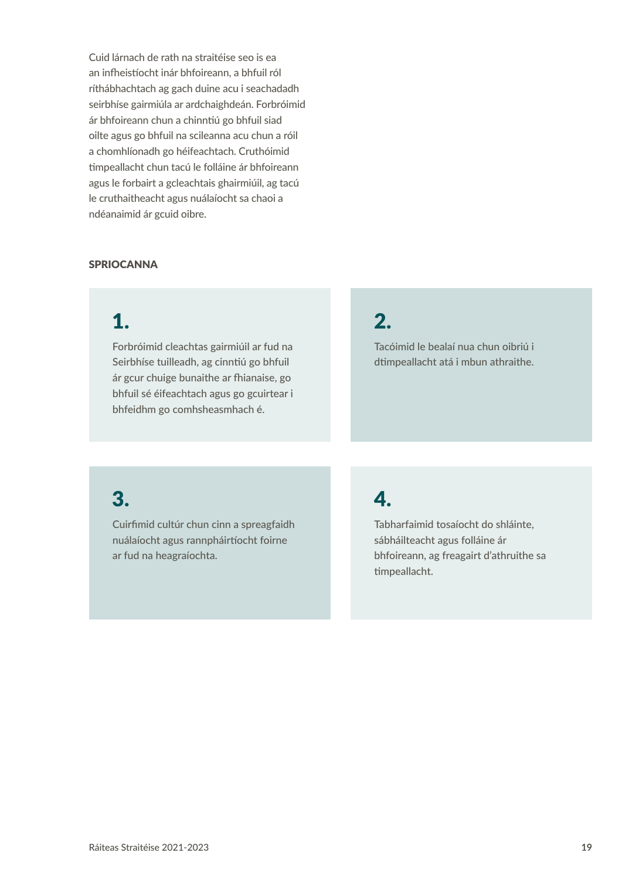Cuid lárnach de rath na straitéise seo is ea an infheistíocht inár bhfoireann, a bhfuil ról ríthábhachtach ag gach duine acu i seachadadh seirbhíse gairmiúla ar ardchaighdeán. Forbróimid ár bhfoireann chun a chinntiú go bhfuil siad oilte agus go bhfuil na scileanna acu chun a róil a chomhlíonadh go héifeachtach. Cruthóimid timpeallacht chun tacú le folláine ár bhfoireann agus le forbairt a gcleachtais ghairmiúil, ag tacú le cruthaitheacht agus nuálaíocht sa chaoi a ndéanaimid ár gcuid oibre.

**SPRIOCANNA**

**1.**

Forbróimid cleachtas gairmiúil ar fud na Seirbhíse tuilleadh, ag cinntiú go bhfuil ár gcur chuige bunaithe ar fhianaise, go bhfuil sé éifeachtach agus go gcuirtear i bhfeidhm go comhsheasmhach é.

**2.**

Tacóimid le bealaí nua chun oibriú i dtimpeallacht atá i mbun athraithe.

**3.**

Cuirfimid cultúr chun cinn a spreagfaidh nuálaíocht agus rannpháirtíocht foirne ar fud na heagraíochta.

**4.**

Tabharfaimid tosaíocht do shláinte, sábháilteacht agus folláine ár bhfoireann, ag freagairt d'athruithe sa timpeallacht.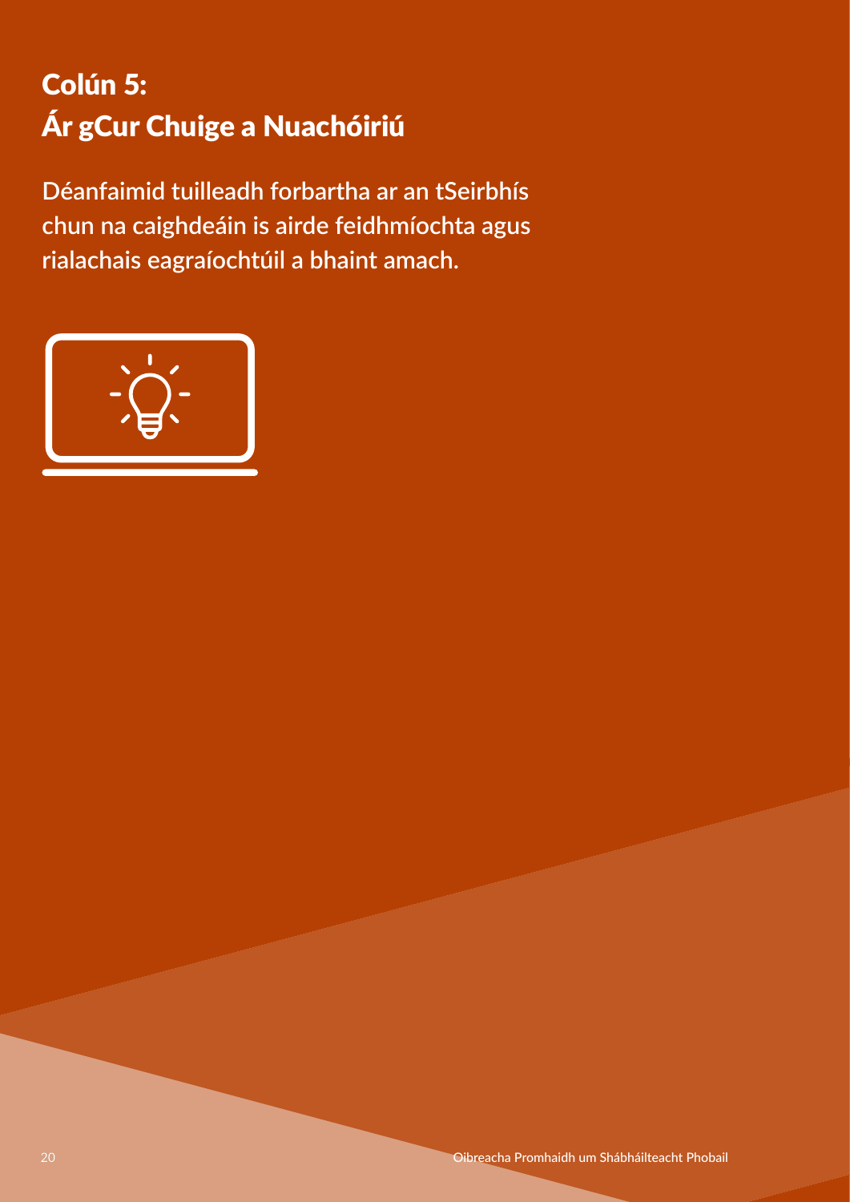# Colún 5:
# Ár gCur Chuige a Nuachóiriú

**Déanfaimid tuilleadh forbartha ar an tSeirbhís chun na caighdeáin is airde feidhmíochta agus rialachais eagraíochtúil a bhaint amach.**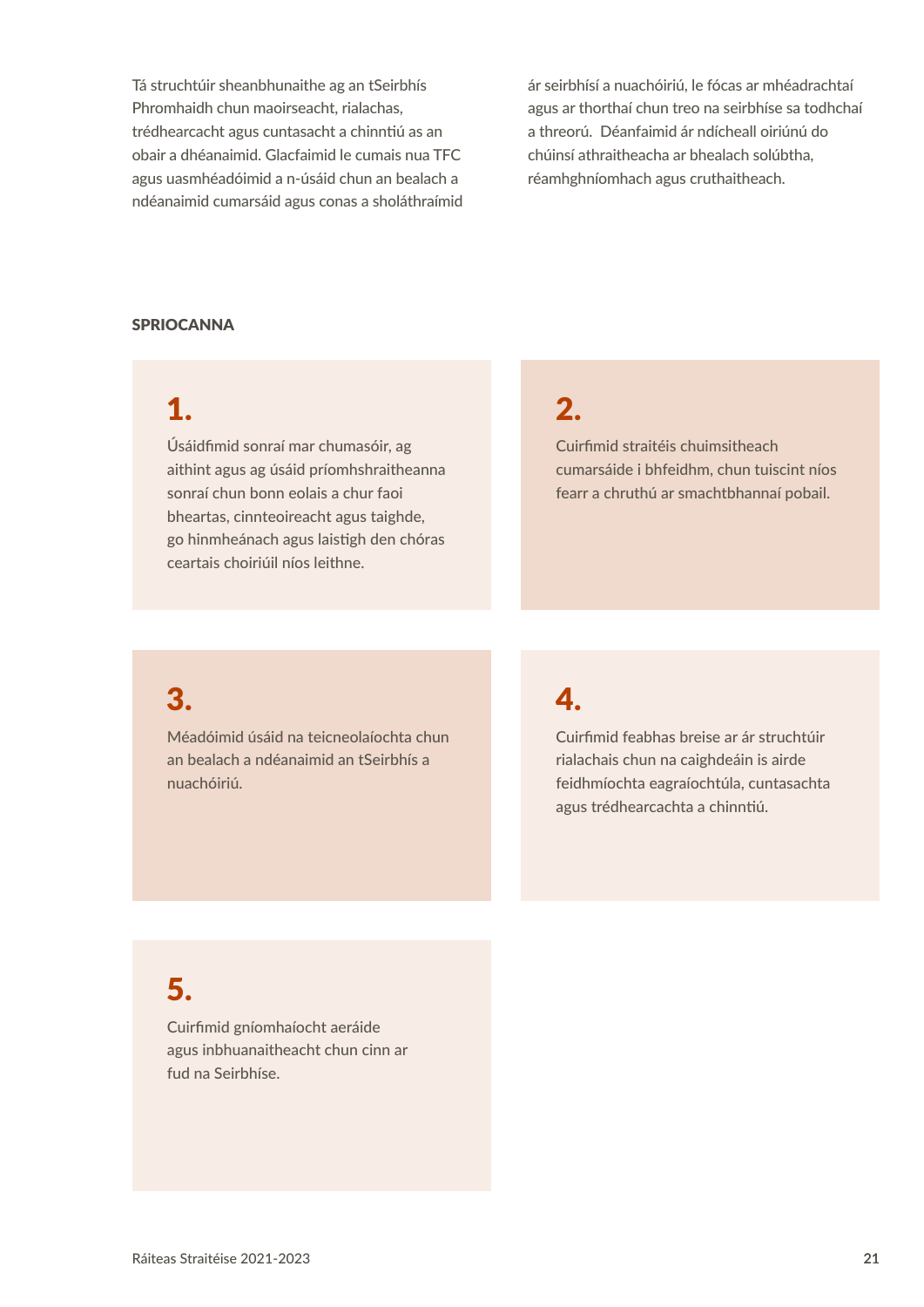Tá struchtúir sheanbhunaithe ag an tSeirbhís Phromhaidh chun maoirseacht, rialachas, trédhearcacht agus cuntasacht a chinntiú as an obair a dhéanaimid. Glacfaimid le cumais nua TFC agus uasmhéadóimid a n-úsáid chun an bealach a ndéanaimid cumarsáid agus conas a sholáthraímid ár seirbhísí a nuachóiriú, le fócas ar mhéadrachtaí agus ar thorthaí chun treo na seirbhíse sa todhchaí a threorú.  Déanfaimid ár ndícheall oiriúnú do chúinsí athraitheacha ar bhealach solúbtha, réamhghníomhach agus cruthaitheach.

## SPRIOCANNA

**1.**

Úsáidfimid sonraí mar chumasóir, ag aithint agus ag úsáid príomhshraitheanna sonraí chun bonn eolais a chur faoi bheartas, cinnteoireacht agus taighde, go hinmheánach agus laistigh den chóras ceartais choiriúil níos leithne.

**2.**

Cuirfimid straitéis chuimsitheach cumarsáide i bhfeidhm, chun tuiscint níos fearr a chruthú ar smachtbhannaí pobail.

**3.**

Méadóimid úsáid na teicneolaíochta chun an bealach a ndéanaimid an tSeirbhís a nuachóiriú.

**4.**

Cuirfimid feabhas breise ar ár struchtúir rialachais chun na caighdeáin is airde feidhmíochta eagraíochtúla, cuntasachta agus trédhearcachta a chinntiú.

**5.**

Cuirfimid gníomhaíocht aeráide agus inbhuanaitheacht chun cinn ar fud na Seirbhíse.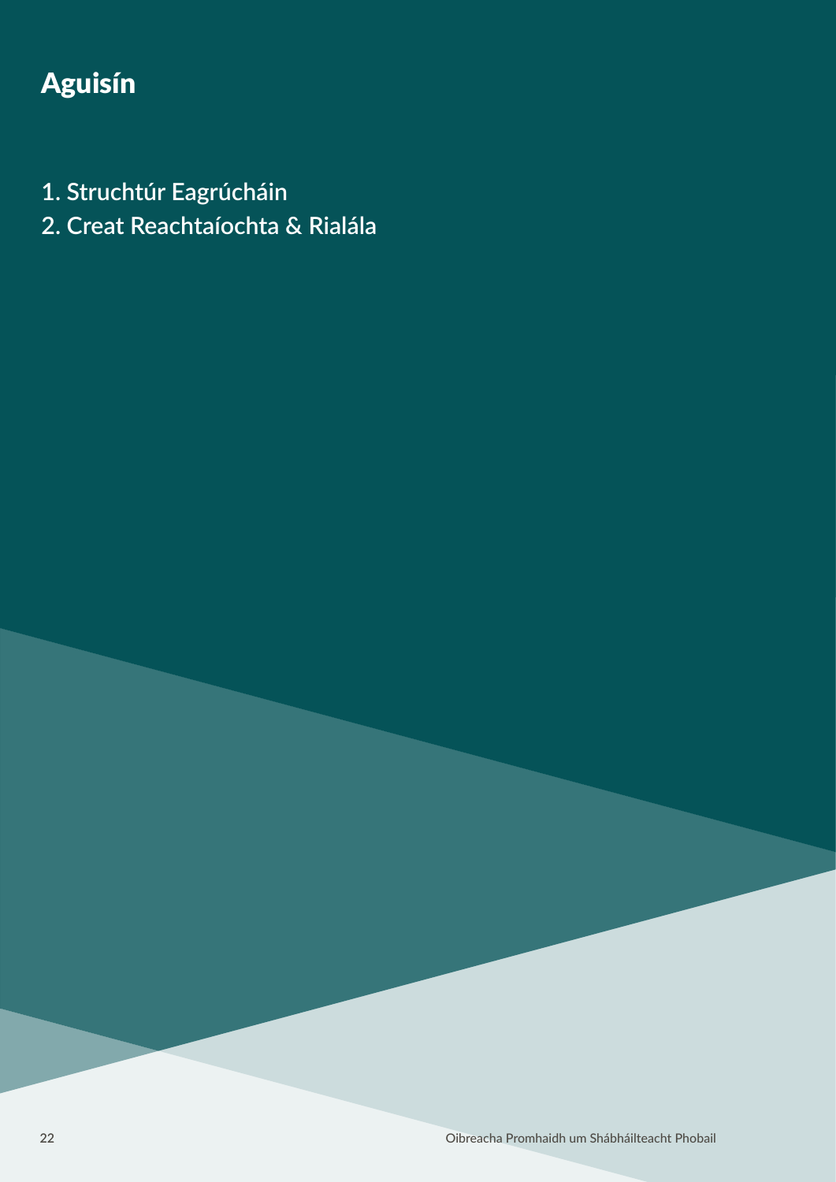# Aguisín

1. Struchtúr Eagrúcháin
2. Creat Reachtaíochta & Rialála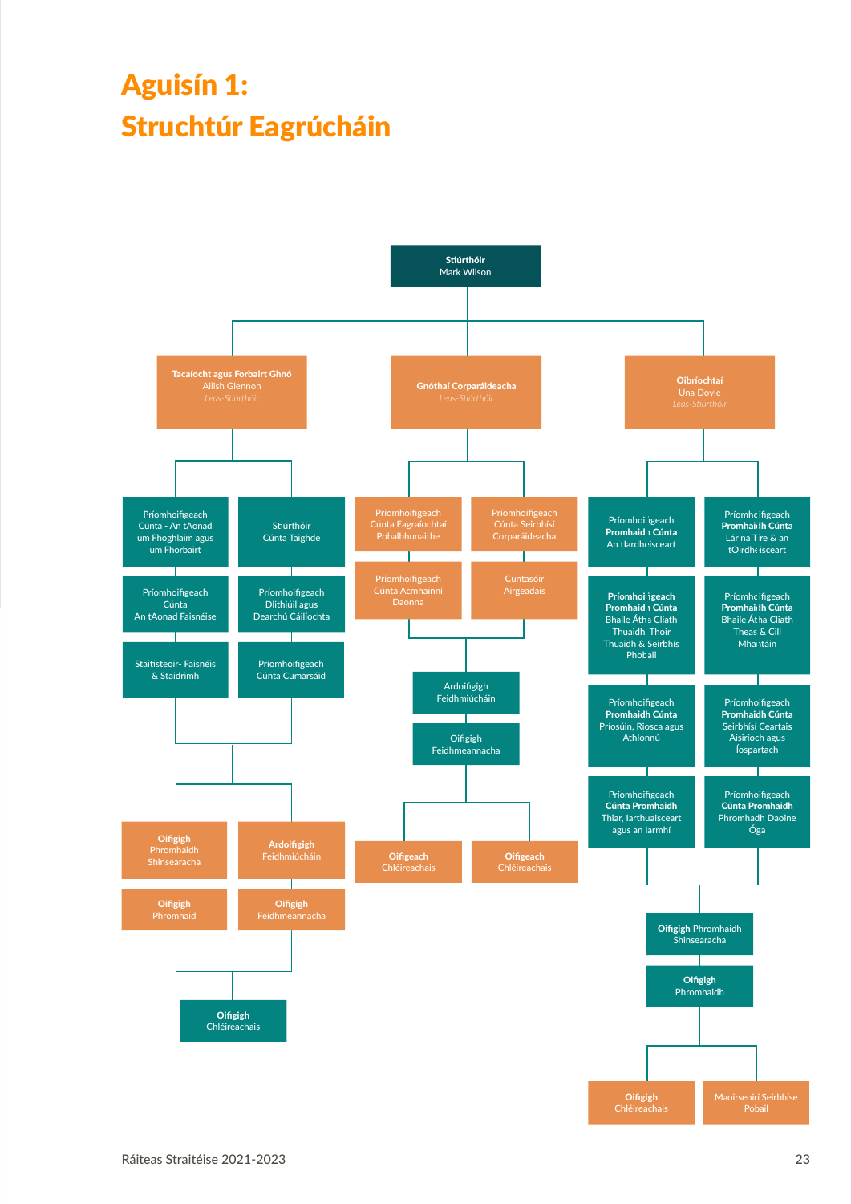# Aguisín 1:
# Struchtúr Eagrúcháin

**Stiúrthóir**
Mark Wilson

**Tacaíocht agus Forbairt Ghnó**
Ailish Glennon
*Leas-Stiúrthóir*

**Gnóthaí Corparáideacha**
*Leas-Stiúrthóir*

**Oibríochtaí**
Una Doyle
*Leas-Stiúrthóir*

Príomhoifigeach Cúnta - An tAonad um Fhoghlaim agus um Fhorbairt

Stiúrthóir Cúnta Taighde

Príomhoifigeach Cúnta An tAonad Faisnéise

Príomhoifigeach Dlíthiúil agus Dearchú Cáilíochta

Staitisteoir- Faisnéis & Staidrimh

Príomhoifigeach Cúnta Cumarsáid

**Oifigigh** Phromhaidh Shinsearacha

**Ardoifigigh** Feidhmiúcháin

**Oifigigh** Phromhaid

**Oifigigh** Feidhmeannacha

**Oifigigh** Chléireachais

Príomhoifigeach Cúnta Eagraíochtaí Pobalbhunaithe

Príomhoifigeach Cúnta Seirbhísí Corparáideacha

Príomhoifigeach Cúnta Acmhainní Daonna

Cuntasóir Airgeadais

Ardoifigigh Feidhmiúcháin

Oifigigh Feidhmeannacha

**Oifigeach** Chléireachais

**Oifigeach** Chléireachais

Príomhoifigeach **Promhaidh Cúnta** An tIardheisceart

Príomhoifigeach **Promhaidh Cúnta** Lár na Tíre & an tOirdheisceart

Príomhoifigeach **Promhaidh Cúnta** Bhaile Átha Cliath Thuaidh, Thoir Thuaidh & Seirbhís Phobail

Príomhoifigeach **Promhaidh Cúnta** Bhaile Átha Cliath Theas & Cill Mhantáin

Príomhoifigeach **Promhaidh Cúnta** Príosúin, Riosca agus Athlonnú

Príomhoifigeach **Promhaidh Cúnta** Seirbhísí Ceartais Aisiríoch agus Íospartach

Príomhoifigeach **Cúnta Promhaidh** Thiar, Iarthuaisceart agus an Iarmhí

Príomhoifigeach **Cúnta Promhaidh** Phromhadh Daoine Óga

**Oifigigh** Phromhaidh Shinsearacha

**Oifigigh** Phromhaidh

**Oifigigh** Chléireachais

Maoirseoirí Seirbhíse Pobail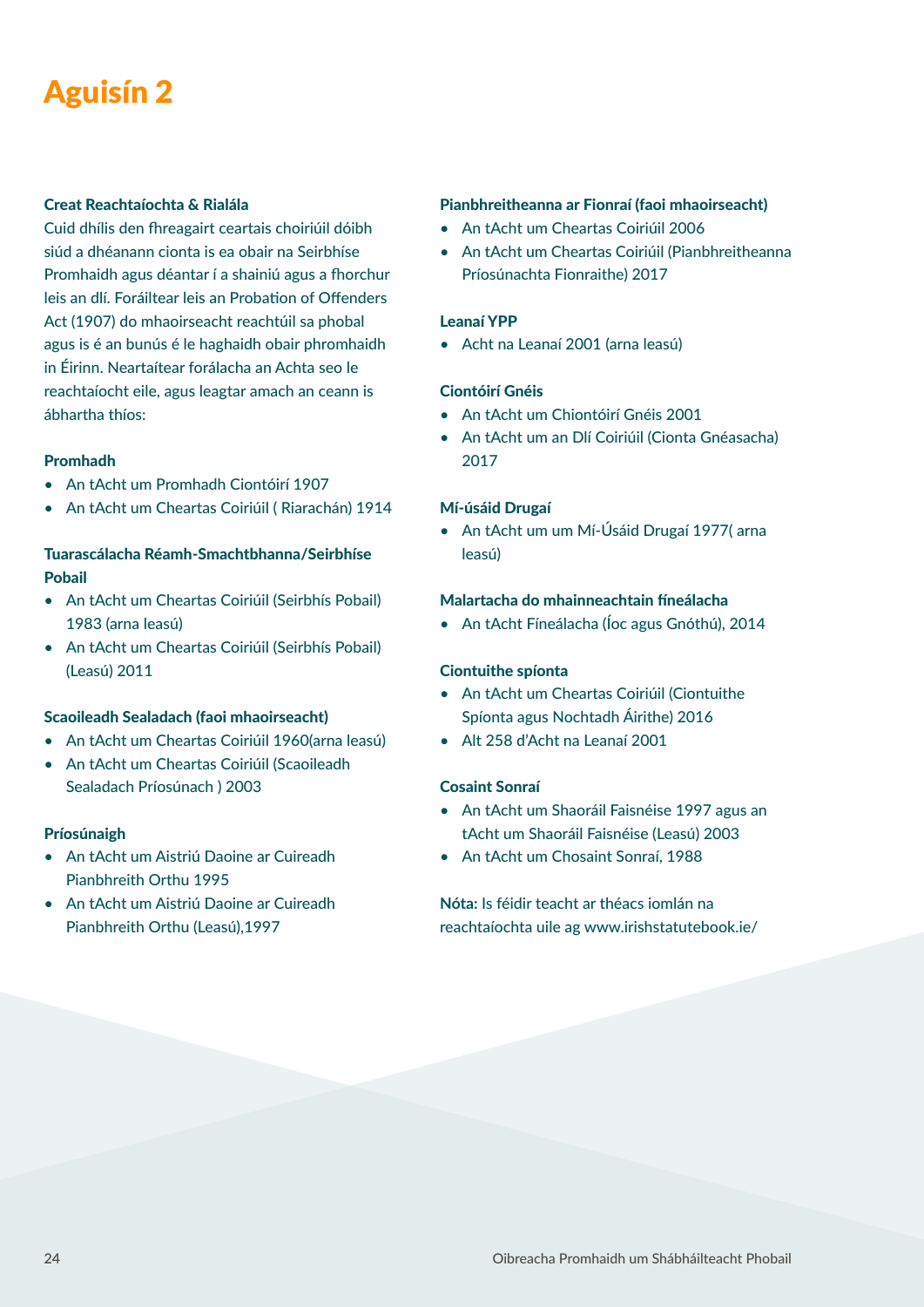# Aguisín 2

**Creat Reachtaíochta & Rialála**

Cuid dhílis den fhreagairt ceartais choiriúil dóibh siúd a dhéanann cionta is ea obair na Seirbhíse Promhaidh agus déantar í a shainiú agus a fhorchur leis an dlí. Foráiltear leis an Probation of Offenders Act (1907) do mhaoirseacht reachtúil sa phobal agus is é an bunús é le haghaidh obair phromhaidh in Éirinn. Neartaítear forálacha an Achta seo le reachtaíocht eile, agus leagtar amach an ceann is ábhartha thíos:

**Promhadh**

- An tAcht um Promhadh Ciontóirí 1907
- An tAcht um Cheartas Coiriúil ( Riarachán) 1914

**Tuarascálacha Réamh-Smachtbhanna/Seirbhíse Pobail**

- An tAcht um Cheartas Coiriúil (Seirbhís Pobail) 1983 (arna leasú)
- An tAcht um Cheartas Coiriúil (Seirbhís Pobail) (Leasú) 2011

**Scaoileadh Sealadach (faoi mhaoirseacht)**

- An tAcht um Cheartas Coiriúil 1960(arna leasú)
- An tAcht um Cheartas Coiriúil (Scaoileadh Sealadach Príosúnach ) 2003

**Príosúnaigh**

- An tAcht um Aistriú Daoine ar Cuireadh Pianbhreith Orthu 1995
- An tAcht um Aistriú Daoine ar Cuireadh Pianbhreith Orthu (Leasú),1997

**Pianbhreitheanna ar Fionraí (faoi mhaoirseacht)**

- An tAcht um Cheartas Coiriúil 2006
- An tAcht um Cheartas Coiriúil (Pianbhreitheanna Príosúnachta Fionraithe) 2017

**Leanaí YPP**

- Acht na Leanaí 2001 (arna leasú)

**Ciontóirí Gnéis**

- An tAcht um Chiontóirí Gnéis 2001
- An tAcht um an Dlí Coiriúil (Cionta Gnéasacha) 2017

**Mí-úsáid Drugaí**

- An tAcht um um Mí-Úsáid Drugaí 1977( arna leasú)

**Malartacha do mhainneachtain fíneálacha**

- An tAcht Fíneálacha (Íoc agus Gnóthú), 2014

**Ciontuithe spíonta**

- An tAcht um Cheartas Coiriúil (Ciontuithe Spíonta agus Nochtadh Áirithe) 2016
- Alt 258 d'Acht na Leanaí 2001

**Cosaint Sonraí**

- An tAcht um Shaoráil Faisnéise 1997 agus an tAcht um Shaoráil Faisnéise (Leasú) 2003
- An tAcht um Chosaint Sonraí, 1988

**Nóta:** Is féidir teacht ar théacs iomlán na reachtaíochta uile ag www.irishstatutebook.ie/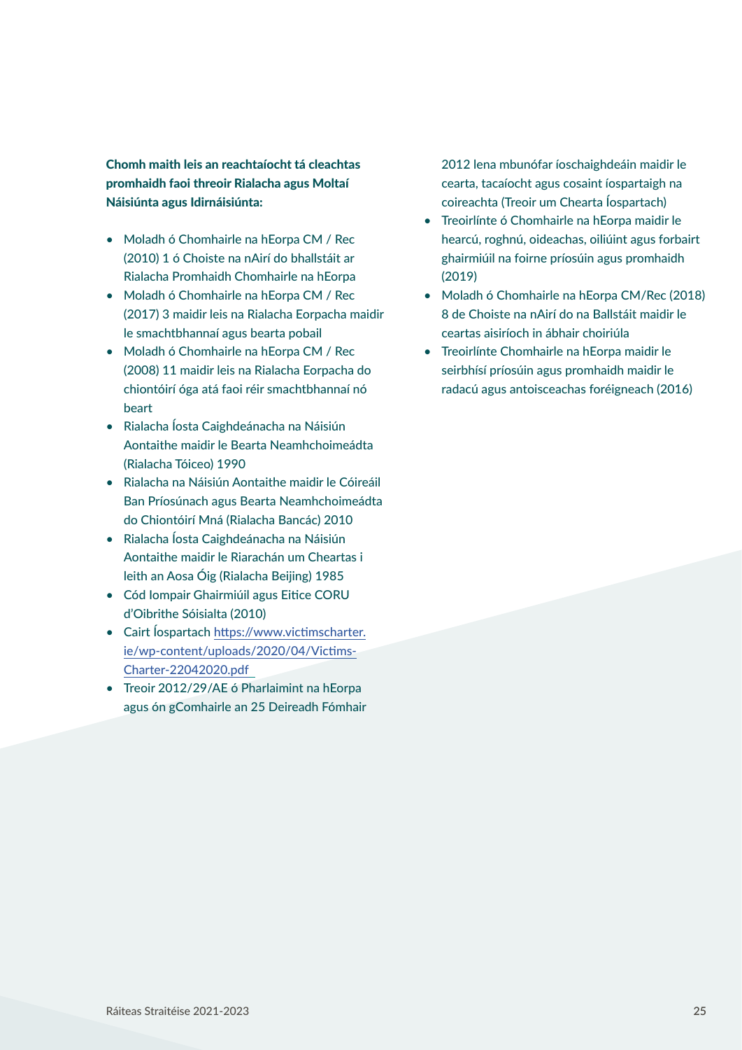**Chomh maith leis an reachtaíocht tá cleachtas promhaidh faoi threoir Rialacha agus Moltaí Náisiúnta agus Idirnáisiúnta:**

- Moladh ó Chomhairle na hEorpa CM / Rec (2010) 1 ó Choiste na nAirí do bhallstáit ar Rialacha Promhaidh Chomhairle na hEorpa
- Moladh ó Chomhairle na hEorpa CM / Rec (2017) 3 maidir leis na Rialacha Eorpacha maidir le smachtbhannaí agus bearta pobail
- Moladh ó Chomhairle na hEorpa CM / Rec (2008) 11 maidir leis na Rialacha Eorpacha do chiontóirí óga atá faoi réir smachtbhannaí nó beart
- Rialacha Íosta Caighdeánacha na Náisiún Aontaithe maidir le Bearta Neamhchoimeádta (Rialacha Tóiceo) 1990
- Rialacha na Náisiún Aontaithe maidir le Cóireáil Ban Príosúnach agus Bearta Neamhchoimeádta do Chiontóirí Mná (Rialacha Bancác) 2010
- Rialacha Íosta Caighdeánacha na Náisiún Aontaithe maidir le Riarachán um Cheartas i leith an Aosa Óig (Rialacha Beijing) 1985
- Cód Iompair Ghairmiúil agus Eitice CORU d'Oibrithe Sóisialta (2010)
- Cairt Íospartach https://www.victimscharter.ie/wp-content/uploads/2020/04/Victims-Charter-22042020.pdf
- Treoir 2012/29/AE ó Pharlaimint na hEorpa agus ón gComhairle an 25 Deireadh Fómhair 2012 lena mbunófar íoschaighdeáin maidir le cearta, tacaíocht agus cosaint íospartaigh na coireachta (Treoir um Chearta Íospartach)
- Treoirlínte ó Chomhairle na hEorpa maidir le hearcú, roghnú, oideachas, oiliúint agus forbairt ghairmiúil na foirne príosúin agus promhaidh (2019)
- Moladh ó Chomhairle na hEorpa CM/Rec (2018) 8 de Choiste na nAirí do na Ballstáit maidir le ceartas aisiríoch in ábhair choiriúla
- Treoirlínte Chomhairle na hEorpa maidir le seirbhísí príosúin agus promhaidh maidir le radacú agus antoisceachas foréigneach (2016)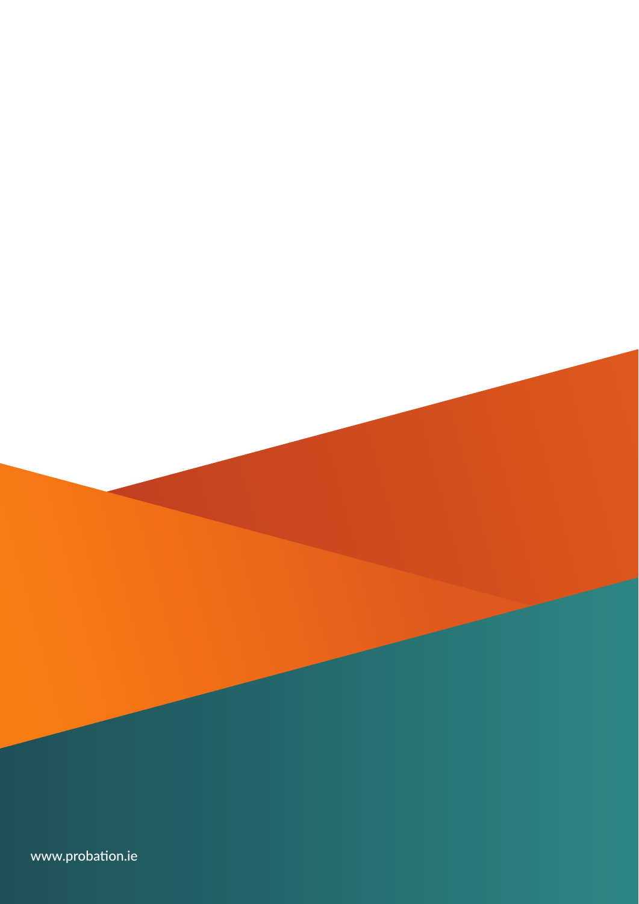www.probation.ie